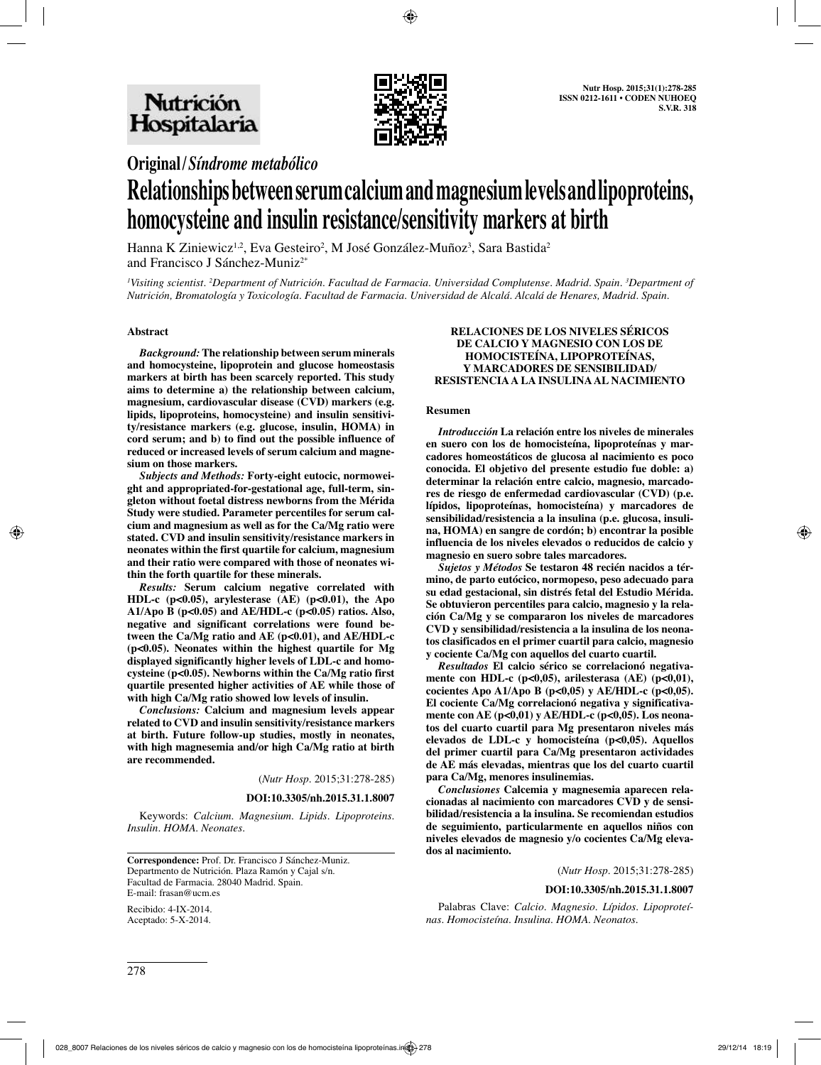**Original / Síndrome metabólico**

# Relationships between serum calcium and magnesium levels and lipoproteins, homocysteine and insulin resistance/sensitivity markers at birth

Hanna K Ziniewicz[1,2], Eva Gesteiro[2], M José González-Muñoz[3], Sara Bastida[2] and Francisco J Sánchez-Muniz[2*]

[1]Visiting scientist. [2]Department of Nutrition. Facultad de Farmacia. Universidad Complutense. Madrid. Spain. [3]Department of Nutrición, Bromatología y Toxicología. Facultad de Farmacia. Universidad de Alcalá. Alcalá de Henares, Madrid. Spain.

## Abstract

***Background:*** **The relationship between serum minerals and homocysteine, lipoprotein and glucose homeostasis markers at birth has been scarcely reported. This study aims to determine a) the relationship between calcium, magnesium, cardiovascular disease (CVD) markers (e.g. lipids, lipoproteins, homocysteine) and insulin sensitivity/resistance markers (e.g. glucose, insulin, HOMA) in cord serum; and b) to find out the possible influence of reduced or increased levels of serum calcium and magnesium on those markers.**

***Subjects and Methods:*** **Forty-eight eutocic, normoweight and appropriated-for-gestational age, full-term, singleton without foetal distress newborns from the Mérida Study were studied. Parameter percentiles for serum calcium and magnesium as well as for the Ca/Mg ratio were stated. CVD and insulin sensitivity/resistance markers in neonates within the first quartile for calcium, magnesium and their ratio were compared with those of neonates within the forth quartile for these minerals.**

***Results:*** **Serum calcium negative correlated with HDL-c ($p<0.05$), arylesterase (AE) ($p<0.01$), the Apo A1/Apo B ($p<0.05$) and AE/HDL-c ($p<0.05$) ratios. Also, negative and significant correlations were found between the Ca/Mg ratio and AE ($p<0.01$), and AE/HDL-c ($p<0.05$). Neonates within the highest quartile for Mg displayed significantly higher levels of LDL-c and homocysteine ($p<0.05$). Newborns within the Ca/Mg ratio first quartile presented higher activities of AE while those of with high Ca/Mg ratio showed low levels of insulin.**

***Conclusions:*** **Calcium and magnesium levels appear related to CVD and insulin sensitivity/resistance markers at birth. Future follow-up studies, mostly in neonates, with high magnesemia and/or high Ca/Mg ratio at birth are recommended.**

(*Nutr Hosp*. 2015;31:278-285)

**DOI:10.3305/nh.2015.31.1.8007**

Keywords: *Calcium. Magnesium. Lipids. Lipoproteins. Insulin. HOMA. Neonates.*

## RELACIONES DE LOS NIVELES SÉRICOS DE CALCIO Y MAGNESIO CON LOS DE HOMOCISTEÍNA, LIPOPROTEÍNAS, Y MARCADORES DE SENSIBILIDAD/ RESISTENCIA A LA INSULINA AL NACIMIENTO

### Resumen

***Introducción*** **La relación entre los niveles de minerales en suero con los de homocisteína, lipoproteínas y marcadores homeostáticos de glucosa al nacimiento es poco conocida. El objetivo del presente estudio fue doble: a) determinar la relación entre calcio, magnesio, marcadores de riesgo de enfermedad cardiovascular (CVD) (p.e. lípidos, lipoproteínas, homocisteína) y marcadores de sensibilidad/resistencia a la insulina (p.e. glucosa, insulina, HOMA) en sangre de cordón; b) encontrar la posible influencia de los niveles elevados o reducidos de calcio y magnesio en suero sobre tales marcadores.**

***Sujetos y Métodos*** **Se testaron 48 recién nacidos a término, de parto eutócico, normopeso, peso adecuado para su edad gestacional, sin distrés fetal del Estudio Mérida. Se obtuvieron percentiles para calcio, magnesio y la relación Ca/Mg y se compararon los niveles de marcadores CVD y sensibilidad/resistencia a la insulina de los neonatos clasificados en el primer cuartil para calcio, magnesio y cociente Ca/Mg con aquellos del cuarto cuartil.**

***Resultados*** **El calcio sérico se correlacionó negativamente con HDL-c ($p<0,05$), arilesterasa (AE) ($p<0,01$), cocientes Apo A1/Apo B ($p<0,05$) y AE/HDL-c ($p<0,05$). El cociente Ca/Mg correlacionó negativa y significativamente con AE ($p<0,01$) y AE/HDL-c ($p<0,05$). Los neonatos del cuarto cuartil para Mg presentaron niveles más elevados de LDL-c y homocisteína ($p<0,05$). Aquellos del primer cuartil para Ca/Mg presentaron actividades de AE más elevadas, mientras que los del cuarto cuartil para Ca/Mg, menores insulinemias.**

***Conclusiones*** **Calcemia y magnesemia aparecen relacionadas al nacimiento con marcadores CVD y de sensibilidad/resistencia a la insulina. Se recomiendan estudios de seguimiento, particularmente en aquellos niños con niveles elevados de magnesio y/o cocientes Ca/Mg elevados al nacimiento.**

(*Nutr Hosp*. 2015;31:278-285)

**DOI:10.3305/nh.2015.31.1.8007**

Palabras Clave: *Calcio. Magnesio. Lípidos. Lipoproteínas. Homocisteína. Insulina. HOMA. Neonatos.*

---

**Correspondence:** Prof. Dr. Francisco J Sánchez-Muniz.
Departmento de Nutrición. Plaza Ramón y Cajal s/n.
Facultad de Farmacia. 28040 Madrid. Spain.
E-mail: frasan@ucm.es

Recibido: 4-IX-2014.
Aceptado: 5-X-2014.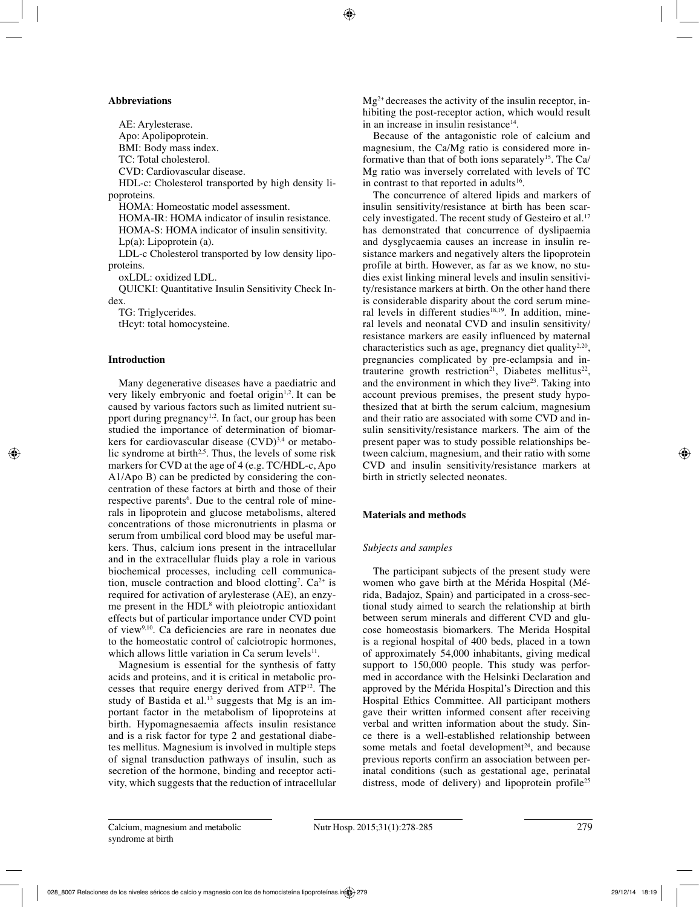### Abbreviations

AE: Arylesterase.

Apo: Apolipoprotein.

BMI: Body mass index.

TC: Total cholesterol.

CVD: Cardiovascular disease.

HDL-c: Cholesterol transported by high density lipoproteins.

HOMA: Homeostatic model assessment.

HOMA-IR: HOMA indicator of insulin resistance.

HOMA-S: HOMA indicator of insulin sensitivity.

Lp(a): Lipoprotein (a).

LDL-c Cholesterol transported by low density lipoproteins.

oxLDL: oxidized LDL.

QUICKI: Quantitative Insulin Sensitivity Check Index.

TG: Triglycerides.

tHcyt: total homocysteine.

### Introduction

Many degenerative diseases have a paediatric and very likely embryonic and foetal origin[1,2]. It can be caused by various factors such as limited nutrient support during pregnancy[1,2]. In fact, our group has been studied the importance of determination of biomarkers for cardiovascular disease (CVD)[3,4] or metabolic syndrome at birth[2,5]. Thus, the levels of some risk markers for CVD at the age of 4 (e.g. TC/HDL-c, Apo A1/Apo B) can be predicted by considering the concentration of these factors at birth and those of their respective parents[6]. Due to the central role of minerals in lipoprotein and glucose metabolisms, altered concentrations of those micronutrients in plasma or serum from umbilical cord blood may be useful markers. Thus, calcium ions present in the intracellular and in the extracellular fluids play a role in various biochemical processes, including cell communication, muscle contraction and blood clotting[7]. $Ca^{2+}$ is required for activation of arylesterase (AE), an enzyme present in the HDL[8] with pleiotropic antioxidant effects but of particular importance under CVD point of view[9,10]. Ca deficiencies are rare in neonates due to the homeostatic control of calciotropic hormones, which allows little variation in Ca serum levels[11].

Magnesium is essential for the synthesis of fatty acids and proteins, and it is critical in metabolic processes that require energy derived from ATP[12]. The study of Bastida et al.[13] suggests that Mg is an important factor in the metabolism of lipoproteins at birth. Hypomagnesaemia affects insulin resistance and is a risk factor for type 2 and gestational diabetes mellitus. Magnesium is involved in multiple steps of signal transduction pathways of insulin, such as secretion of the hormone, binding and receptor activity, which suggests that the reduction of intracellular $Mg^{2+}$ decreases the activity of the insulin receptor, inhibiting the post-receptor action, which would result in an increase in insulin resistance[14].

Because of the antagonistic role of calcium and magnesium, the Ca/Mg ratio is considered more informative than that of both ions separately[15]. The Ca/Mg ratio was inversely correlated with levels of TC in contrast to that reported in adults[16].

The concurrence of altered lipids and markers of insulin sensitivity/resistance at birth has been scarcely investigated. The recent study of Gesteiro et al.[17] has demonstrated that concurrence of dyslipaemia and dysglycaemia causes an increase in insulin resistance markers and negatively alters the lipoprotein profile at birth. However, as far as we know, no studies exist linking mineral levels and insulin sensitivity/resistance markers at birth. On the other hand there is considerable disparity about the cord serum mineral levels in different studies[18,19]. In addition, mineral levels and neonatal CVD and insulin sensitivity/resistance markers are easily influenced by maternal characteristics such as age, pregnancy diet quality[2,20], pregnancies complicated by pre-eclampsia and intrauterine growth restriction[21], Diabetes mellitus[22], and the environment in which they live[23]. Taking into account previous premises, the present study hypothesized that at birth the serum calcium, magnesium and their ratio are associated with some CVD and insulin sensitivity/resistance markers. The aim of the present paper was to study possible relationships between calcium, magnesium, and their ratio with some CVD and insulin sensitivity/resistance markers at birth in strictly selected neonates.

### Materials and methods

#### *Subjects and samples*

The participant subjects of the present study were women who gave birth at the Mérida Hospital (Mérida, Badajoz, Spain) and participated in a cross-sectional study aimed to search the relationship at birth between serum minerals and different CVD and glucose homeostasis biomarkers. The Merida Hospital is a regional hospital of 400 beds, placed in a town of approximately 54,000 inhabitants, giving medical support to 150,000 people. This study was performed in accordance with the Helsinki Declaration and approved by the Mérida Hospital's Direction and this Hospital Ethics Committee. All participant mothers gave their written informed consent after receiving verbal and written information about the study. Since there is a well-established relationship between some metals and foetal development[24], and because previous reports confirm an association between perinatal conditions (such as gestational age, perinatal distress, mode of delivery) and lipoprotein profile[25]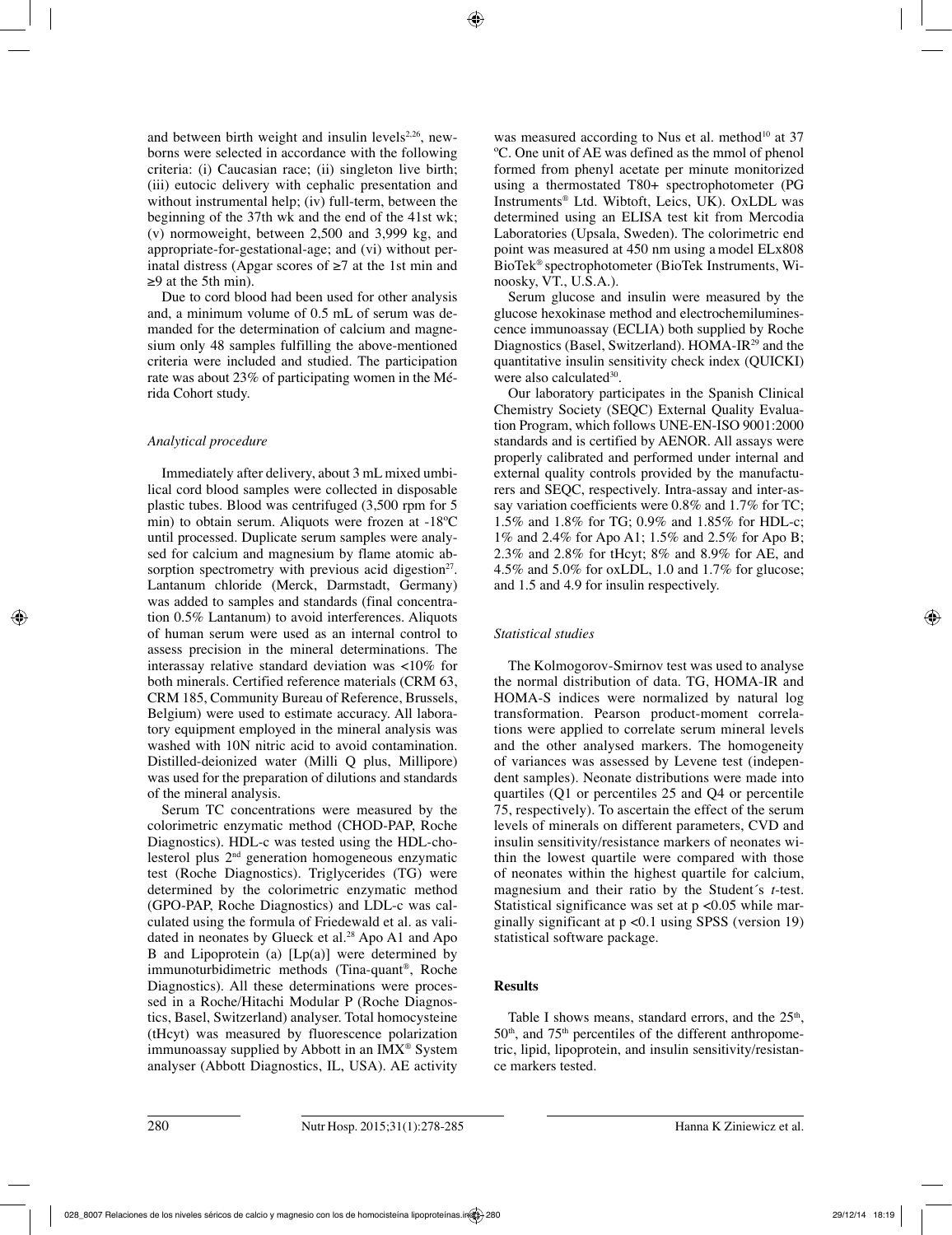and between birth weight and insulin levels[2,26], newborns were selected in accordance with the following criteria: (i) Caucasian race; (ii) singleton live birth; (iii) eutocic delivery with cephalic presentation and without instrumental help; (iv) full-term, between the beginning of the 37th wk and the end of the 41st wk; (v) normoweight, between 2,500 and 3,999 kg, and appropriate-for-gestational-age; and (vi) without perinatal distress (Apgar scores of ≥7 at the 1st min and ≥9 at the 5th min).

Due to cord blood had been used for other analysis and, a minimum volume of 0.5 mL of serum was demanded for the determination of calcium and magnesium only 48 samples fulfilling the above-mentioned criteria were included and studied. The participation rate was about 23% of participating women in the Mérida Cohort study.

### *Analytical procedure*

Immediately after delivery, about 3 mL mixed umbilical cord blood samples were collected in disposable plastic tubes. Blood was centrifuged (3,500 rpm for 5 min) to obtain serum. Aliquots were frozen at -18ºC until processed. Duplicate serum samples were analysed for calcium and magnesium by flame atomic absorption spectrometry with previous acid digestion[27]. Lantanum chloride (Merck, Darmstadt, Germany) was added to samples and standards (final concentration 0.5% Lantanum) to avoid interferences. Aliquots of human serum were used as an internal control to assess precision in the mineral determinations. The interassay relative standard deviation was <10% for both minerals. Certified reference materials (CRM 63, CRM 185, Community Bureau of Reference, Brussels, Belgium) were used to estimate accuracy. All laboratory equipment employed in the mineral analysis was washed with 10N nitric acid to avoid contamination. Distilled-deionized water (Milli Q plus, Millipore) was used for the preparation of dilutions and standards of the mineral analysis.

Serum TC concentrations were measured by the colorimetric enzymatic method (CHOD-PAP, Roche Diagnostics). HDL-c was tested using the HDL-cholesterol plus 2nd generation homogeneous enzymatic test (Roche Diagnostics). Triglycerides (TG) were determined by the colorimetric enzymatic method (GPO-PAP, Roche Diagnostics) and LDL-c was calculated using the formula of Friedewald et al. as validated in neonates by Glueck et al.[28] Apo A1 and Apo B and Lipoprotein (a) [Lp(a)] were determined by immunoturbidimetric methods (Tina-quant®, Roche Diagnostics). All these determinations were processed in a Roche/Hitachi Modular P (Roche Diagnostics, Basel, Switzerland) analyser. Total homocysteine (tHcyt) was measured by fluorescence polarization immunoassay supplied by Abbott in an IMX® System analyser (Abbott Diagnostics, IL, USA). AE activity was measured according to Nus et al. method[10] at 37 ºC. One unit of AE was defined as the mmol of phenol formed from phenyl acetate per minute monitorized using a thermostated T80+ spectrophotometer (PG Instruments® Ltd. Wibtoft, Leics, UK). OxLDL was determined using an ELISA test kit from Mercodia Laboratories (Upsala, Sweden). The colorimetric end point was measured at 450 nm using a model ELx808 BioTek® spectrophotometer (BioTek Instruments, Winoosky, VT., U.S.A.).

Serum glucose and insulin were measured by the glucose hexokinase method and electrochemiluminescence immunoassay (ECLIA) both supplied by Roche Diagnostics (Basel, Switzerland). HOMA-IR[29] and the quantitative insulin sensitivity check index (QUICKI) were also calculated[30].

Our laboratory participates in the Spanish Clinical Chemistry Society (SEQC) External Quality Evaluation Program, which follows UNE-EN-ISO 9001:2000 standards and is certified by AENOR. All assays were properly calibrated and performed under internal and external quality controls provided by the manufacturers and SEQC, respectively. Intra-assay and inter-assay variation coefficients were 0.8% and 1.7% for TC; 1.5% and 1.8% for TG; 0.9% and 1.85% for HDL-c; 1% and 2.4% for Apo A1; 1.5% and 2.5% for Apo B; 2.3% and 2.8% for tHcyt; 8% and 8.9% for AE, and 4.5% and 5.0% for oxLDL, 1.0 and 1.7% for glucose; and 1.5 and 4.9 for insulin respectively.

### *Statistical studies*

The Kolmogorov-Smirnov test was used to analyse the normal distribution of data. TG, HOMA-IR and HOMA-S indices were normalized by natural log transformation. Pearson product-moment correlations were applied to correlate serum mineral levels and the other analysed markers. The homogeneity of variances was assessed by Levene test (independent samples). Neonate distributions were made into quartiles (Q1 or percentiles 25 and Q4 or percentile 75, respectively). To ascertain the effect of the serum levels of minerals on different parameters, CVD and insulin sensitivity/resistance markers of neonates within the lowest quartile were compared with those of neonates within the highest quartile for calcium, magnesium and their ratio by the Student´s *t*-test. Statistical significance was set at $p < 0.05$ while marginally significant at $p < 0.1$ using SPSS (version 19) statistical software package.

## **Results**

Table I shows means, standard errors, and the 25th, 50th, and 75th percentiles of the different anthropometric, lipid, lipoprotein, and insulin sensitivity/resistance markers tested.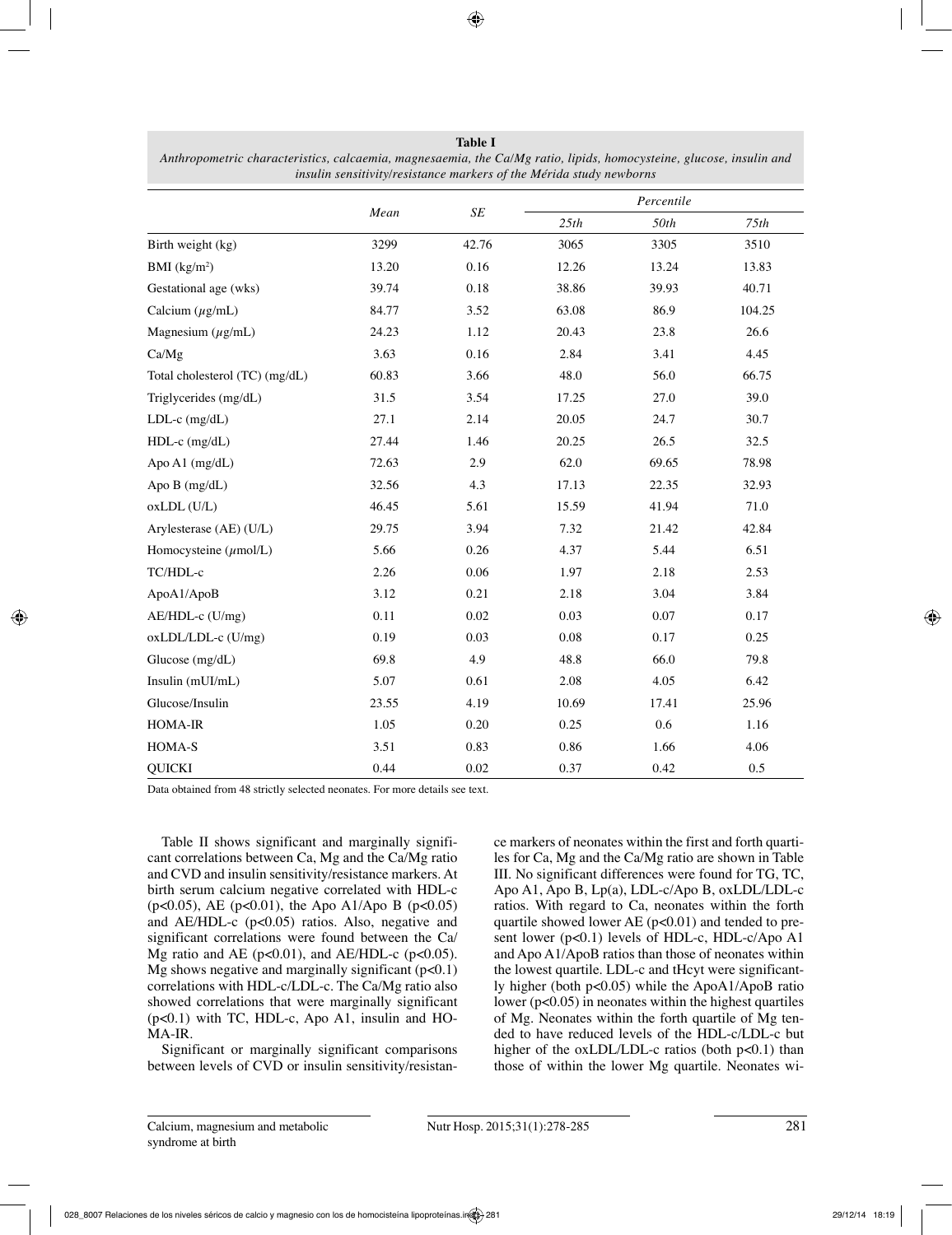**Table I**
*Anthropometric characteristics, calcaemia, magnesaemia, the Ca/Mg ratio, lipids, homocysteine, glucose, insulin and insulin sensitivity/resistance markers of the Mérida study newborns*

| | *Mean* | *SE* | *Percentile* | | |
|---|---|---|---|---|---|
| | | | *25th* | *50th* | *75th* |
| Birth weight (kg) | 3299 | 42.76 | 3065 | 3305 | 3510 |
| BMI (kg/m$^2$) | 13.20 | 0.16 | 12.26 | 13.24 | 13.83 |
| Gestational age (wks) | 39.74 | 0.18 | 38.86 | 39.93 | 40.71 |
| Calcium ($\mu$g/mL) | 84.77 | 3.52 | 63.08 | 86.9 | 104.25 |
| Magnesium ($\mu$g/mL) | 24.23 | 1.12 | 20.43 | 23.8 | 26.6 |
| Ca/Mg | 3.63 | 0.16 | 2.84 | 3.41 | 4.45 |
| Total cholesterol (TC) (mg/dL) | 60.83 | 3.66 | 48.0 | 56.0 | 66.75 |
| Triglycerides (mg/dL) | 31.5 | 3.54 | 17.25 | 27.0 | 39.0 |
| LDL-c (mg/dL) | 27.1 | 2.14 | 20.05 | 24.7 | 30.7 |
| HDL-c (mg/dL) | 27.44 | 1.46 | 20.25 | 26.5 | 32.5 |
| Apo A1 (mg/dL) | 72.63 | 2.9 | 62.0 | 69.65 | 78.98 |
| Apo B (mg/dL) | 32.56 | 4.3 | 17.13 | 22.35 | 32.93 |
| oxLDL (U/L) | 46.45 | 5.61 | 15.59 | 41.94 | 71.0 |
| Arylesterase (AE) (U/L) | 29.75 | 3.94 | 7.32 | 21.42 | 42.84 |
| Homocysteine ($\mu$mol/L) | 5.66 | 0.26 | 4.37 | 5.44 | 6.51 |
| TC/HDL-c | 2.26 | 0.06 | 1.97 | 2.18 | 2.53 |
| ApoA1/ApoB | 3.12 | 0.21 | 2.18 | 3.04 | 3.84 |
| AE/HDL-c (U/mg) | 0.11 | 0.02 | 0.03 | 0.07 | 0.17 |
| oxLDL/LDL-c (U/mg) | 0.19 | 0.03 | 0.08 | 0.17 | 0.25 |
| Glucose (mg/dL) | 69.8 | 4.9 | 48.8 | 66.0 | 79.8 |
| Insulin (mUI/mL) | 5.07 | 0.61 | 2.08 | 4.05 | 6.42 |
| Glucose/Insulin | 23.55 | 4.19 | 10.69 | 17.41 | 25.96 |
| HOMA-IR | 1.05 | 0.20 | 0.25 | 0.6 | 1.16 |
| HOMA-S | 3.51 | 0.83 | 0.86 | 1.66 | 4.06 |
| QUICKI | 0.44 | 0.02 | 0.37 | 0.42 | 0.5 |

Data obtained from 48 strictly selected neonates. For more details see text.

Table II shows significant and marginally significant correlations between Ca, Mg and the Ca/Mg ratio and CVD and insulin sensitivity/resistance markers. At birth serum calcium negative correlated with HDL-c ($p<0.05$), AE ($p<0.01$), the Apo A1/Apo B ($p<0.05$) and AE/HDL-c ($p<0.05$) ratios. Also, negative and significant correlations were found between the Ca/Mg ratio and AE ($p<0.01$), and AE/HDL-c ($p<0.05$). Mg shows negative and marginally significant ($p<0.1$) correlations with HDL-c/LDL-c. The Ca/Mg ratio also showed correlations that were marginally significant ($p<0.1$) with TC, HDL-c, Apo A1, insulin and HOMA-IR.

Significant or marginally significant comparisons between levels of CVD or insulin sensitivity/resistance markers of neonates within the first and forth quartiles for Ca, Mg and the Ca/Mg ratio are shown in Table III. No significant differences were found for TG, TC, Apo A1, Apo B, Lp(a), LDL-c/Apo B, oxLDL/LDL-c ratios. With regard to Ca, neonates within the forth quartile showed lower AE ($p<0.01$) and tended to present lower ($p<0.1$) levels of HDL-c, HDL-c/Apo A1 and Apo A1/ApoB ratios than those of neonates within the lowest quartile. LDL-c and tHcyt were significantly higher (both $p<0.05$) while the ApoA1/ApoB ratio lower ($p<0.05$) in neonates within the highest quartiles of Mg. Neonates within the forth quartile of Mg tended to have reduced levels of the HDL-c/LDL-c but higher of the oxLDL/LDL-c ratios (both $p<0.1$) than those of within the lower Mg quartile. Neonates wi-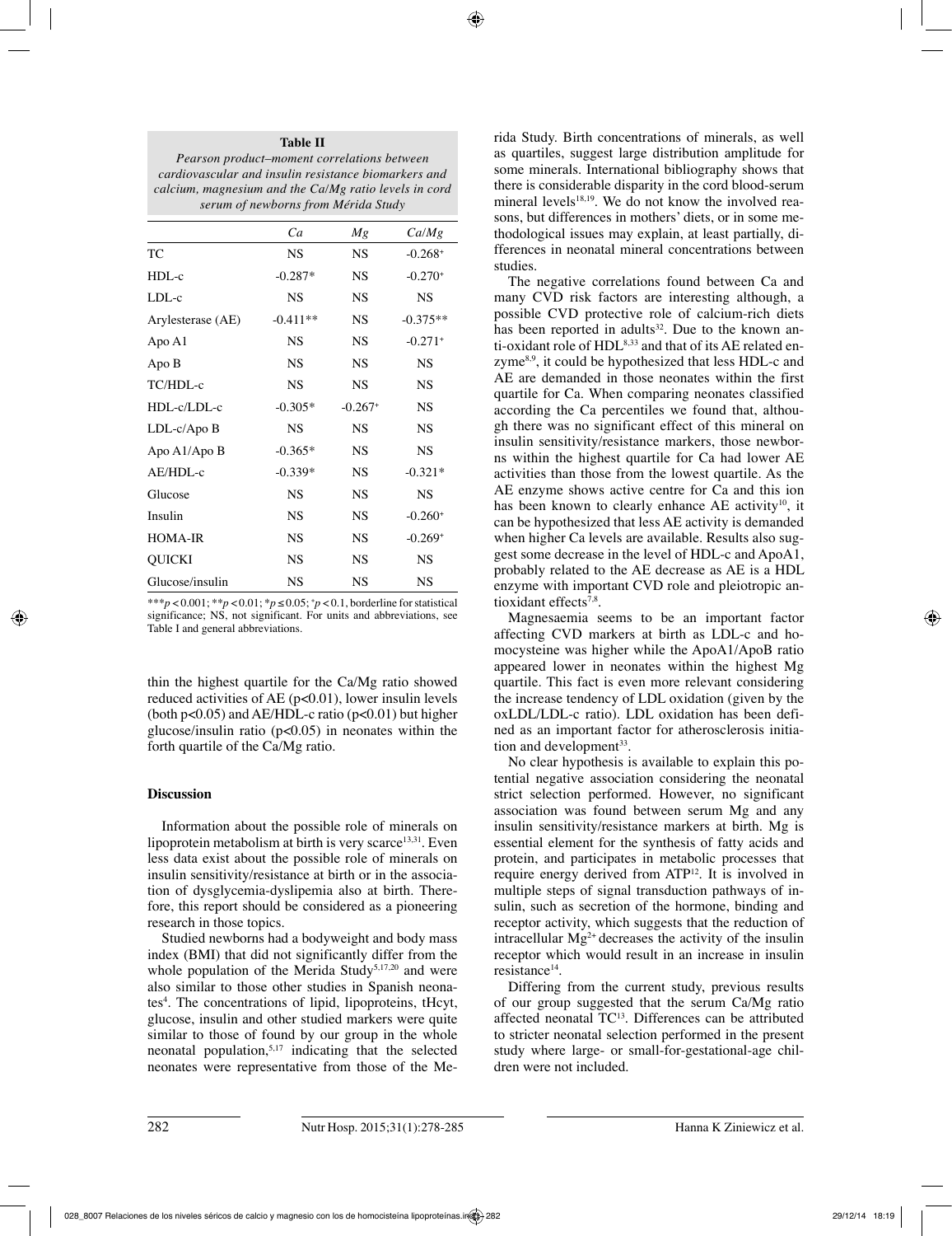**Table II**
*Pearson product–moment correlations between cardiovascular and insulin resistance biomarkers and calcium, magnesium and the Ca/Mg ratio levels in cord serum of newborns from Mérida Study*

| | *Ca* | *Mg* | *Ca/Mg* |
|---|---|---|---|
| TC | NS | NS | -0.268⁺ |
| HDL-c | -0.287* | NS | -0.270⁺ |
| LDL-c | NS | NS | NS |
| Arylesterase (AE) | -0.411** | NS | -0.375** |
| Apo A1 | NS | NS | -0.271⁺ |
| Apo B | NS | NS | NS |
| TC/HDL-c | NS | NS | NS |
| HDL-c/LDL-c | -0.305* | -0.267⁺ | NS |
| LDL-c/Apo B | NS | NS | NS |
| Apo A1/Apo B | -0.365* | NS | NS |
| AE/HDL-c | -0.339* | NS | -0.321* |
| Glucose | NS | NS | NS |
| Insulin | NS | NS | -0.260⁺ |
| HOMA-IR | NS | NS | -0.269⁺ |
| QUICKI | NS | NS | NS |
| Glucose/insulin | NS | NS | NS |

***$p < 0.001$; **$p < 0.01$; *$p \leq 0.05$; ⁺$p < 0.1$, borderline for statistical significance; NS, not significant. For units and abbreviations, see Table I and general abbreviations.

thin the highest quartile for the Ca/Mg ratio showed reduced activities of AE ($p<0.01$), lower insulin levels (both $p<0.05$) and AE/HDL-c ratio ($p<0.01$) but higher glucose/insulin ratio ($p<0.05$) in neonates within the forth quartile of the Ca/Mg ratio.

## Discussion

Information about the possible role of minerals on lipoprotein metabolism at birth is very scarce[13,31]. Even less data exist about the possible role of minerals on insulin sensitivity/resistance at birth or in the association of dysglycemia-dyslipemia also at birth. Therefore, this report should be considered as a pioneering research in those topics.

Studied newborns had a bodyweight and body mass index (BMI) that did not significantly differ from the whole population of the Merida Study[5,17,20] and were also similar to those other studies in Spanish neonates[4]. The concentrations of lipid, lipoproteins, tHcyt, glucose, insulin and other studied markers were quite similar to those of found by our group in the whole neonatal population,[5,17] indicating that the selected neonates were representative from those of the Merida Study. Birth concentrations of minerals, as well as quartiles, suggest large distribution amplitude for some minerals. International bibliography shows that there is considerable disparity in the cord blood-serum mineral levels[18,19]. We do not know the involved reasons, but differences in mothers' diets, or in some methodological issues may explain, at least partially, differences in neonatal mineral concentrations between studies.

The negative correlations found between Ca and many CVD risk factors are interesting although, a possible CVD protective role of calcium-rich diets has been reported in adults[32]. Due to the known anti-oxidant role of HDL[8,33] and that of its AE related enzyme[8,9], it could be hypothesized that less HDL-c and AE are demanded in those neonates within the first quartile for Ca. When comparing neonates classified according the Ca percentiles we found that, although there was no significant effect of this mineral on insulin sensitivity/resistance markers, those newborns within the highest quartile for Ca had lower AE activities than those from the lowest quartile. As the AE enzyme shows active centre for Ca and this ion has been known to clearly enhance AE activity[10], it can be hypothesized that less AE activity is demanded when higher Ca levels are available. Results also suggest some decrease in the level of HDL-c and ApoA1, probably related to the AE decrease as AE is a HDL enzyme with important CVD role and pleiotropic antioxidant effects[7,8].

Magnesaemia seems to be an important factor affecting CVD markers at birth as LDL-c and homocysteine was higher while the ApoA1/ApoB ratio appeared lower in neonates within the highest Mg quartile. This fact is even more relevant considering the increase tendency of LDL oxidation (given by the oxLDL/LDL-c ratio). LDL oxidation has been defined as an important factor for atherosclerosis initiation and development[33].

No clear hypothesis is available to explain this potential negative association considering the neonatal strict selection performed. However, no significant association was found between serum Mg and any insulin sensitivity/resistance markers at birth. Mg is essential element for the synthesis of fatty acids and protein, and participates in metabolic processes that require energy derived from ATP[12]. It is involved in multiple steps of signal transduction pathways of insulin, such as secretion of the hormone, binding and receptor activity, which suggests that the reduction of intracellular $Mg^{2+}$ decreases the activity of the insulin receptor which would result in an increase in insulin resistance[14].

Differing from the current study, previous results of our group suggested that the serum Ca/Mg ratio affected neonatal TC[13]. Differences can be attributed to stricter neonatal selection performed in the present study where large- or small-for-gestational-age children were not included.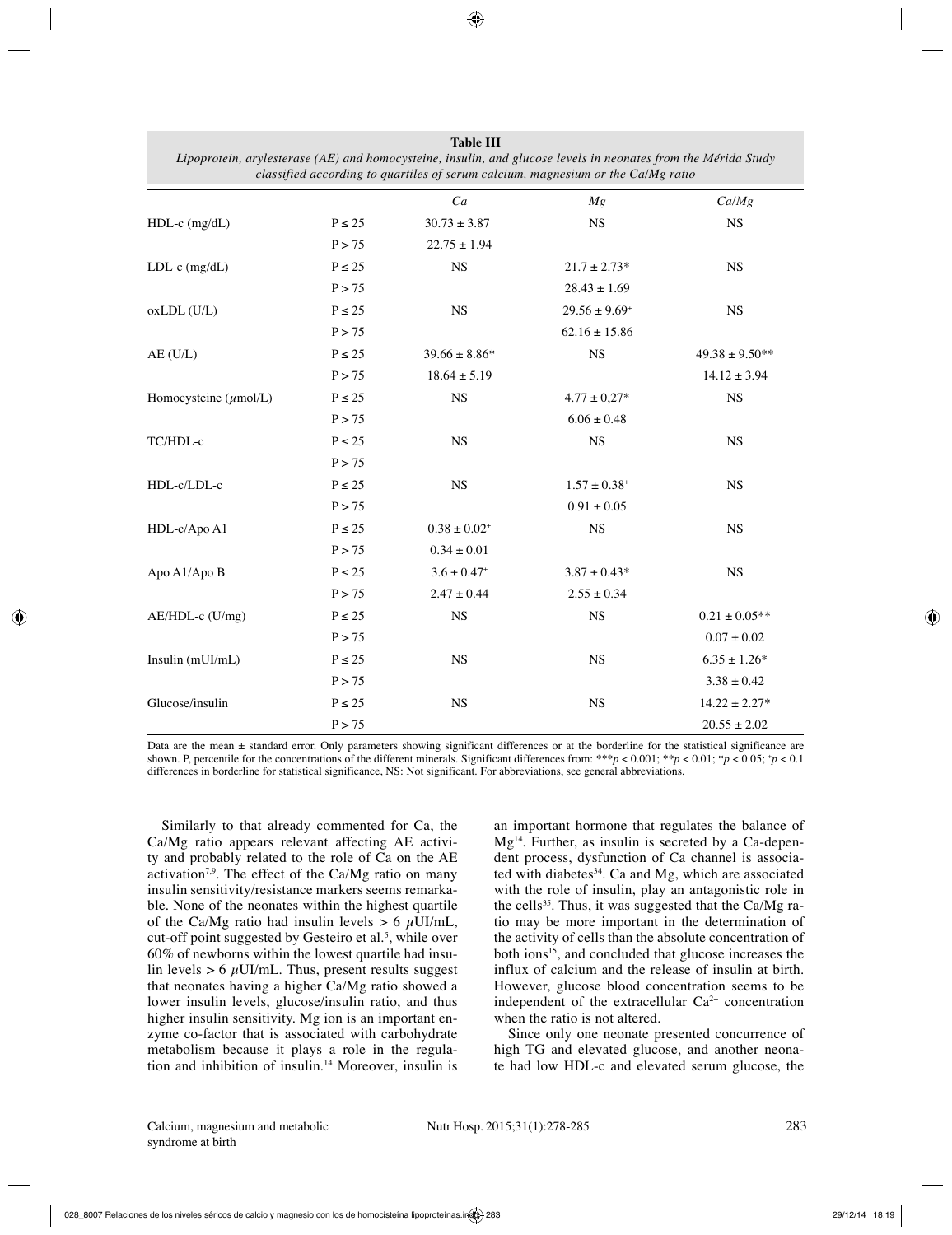**Table III**
*Lipoprotein, arylesterase (AE) and homocysteine, insulin, and glucose levels in neonates from the Mérida Study classified according to quartiles of serum calcium, magnesium or the Ca/Mg ratio*

| | | *Ca* | *Mg* | *Ca/Mg* |
|---|---|---|---|---|
| HDL-c (mg/dL) | P ≤ 25 | 30.73 ± 3.87⁺ | NS | NS |
| | P > 75 | 22.75 ± 1.94 | | |
| LDL-c (mg/dL) | P ≤ 25 | NS | 21.7 ± 2.73* | NS |
| | P > 75 | | 28.43 ± 1.69 | |
| oxLDL (U/L) | P ≤ 25 | NS | 29.56 ± 9.69⁺ | NS |
| | P > 75 | | 62.16 ± 15.86 | |
| AE (U/L) | P ≤ 25 | 39.66 ± 8.86* | NS | 49.38 ± 9.50** |
| | P > 75 | 18.64 ± 5.19 | | 14.12 ± 3.94 |
| Homocysteine ($\mu$mol/L) | P ≤ 25 | NS | 4.77 ± 0,27* | NS |
| | P > 75 | | 6.06 ± 0.48 | |
| TC/HDL-c | P ≤ 25 | NS | NS | NS |
| | P > 75 | | | |
| HDL-c/LDL-c | P ≤ 25 | NS | 1.57 ± 0.38⁺ | NS |
| | P > 75 | | 0.91 ± 0.05 | |
| HDL-c/Apo A1 | P ≤ 25 | 0.38 ± 0.02⁺ | NS | NS |
| | P > 75 | 0.34 ± 0.01 | | |
| Apo A1/Apo B | P ≤ 25 | 3.6 ± 0.47⁺ | 3.87 ± 0.43* | NS |
| | P > 75 | 2.47 ± 0.44 | 2.55 ± 0.34 | |
| AE/HDL-c (U/mg) | P ≤ 25 | NS | NS | 0.21 ± 0.05** |
| | P > 75 | | | 0.07 ± 0.02 |
| Insulin (mUI/mL) | P ≤ 25 | NS | NS | 6.35 ± 1.26* |
| | P > 75 | | | 3.38 ± 0.42 |
| Glucose/insulin | P ≤ 25 | NS | NS | 14.22 ± 2.27* |
| | P > 75 | | | 20.55 ± 2.02 |

Data are the mean ± standard error. Only parameters showing significant differences or at the borderline for the statistical significance are shown. P, percentile for the concentrations of the different minerals. Significant differences from: ***$p < 0.001$; **$p < 0.01$; *$p < 0.05$; ⁺$p < 0.1$ differences in borderline for statistical significance, NS: Not significant. For abbreviations, see general abbreviations.

Similarly to that already commented for Ca, the Ca/Mg ratio appears relevant affecting AE activity and probably related to the role of Ca on the AE activation[7,9]. The effect of the Ca/Mg ratio on many insulin sensitivity/resistance markers seems remarkable. None of the neonates within the highest quartile of the Ca/Mg ratio had insulin levels > 6 $\mu$UI/mL, cut-off point suggested by Gesteiro et al.[5], while over 60% of newborns within the lowest quartile had insulin levels > 6 $\mu$UI/mL. Thus, present results suggest that neonates having a higher Ca/Mg ratio showed a lower insulin levels, glucose/insulin ratio, and thus higher insulin sensitivity. Mg ion is an important enzyme co-factor that is associated with carbohydrate metabolism because it plays a role in the regulation and inhibition of insulin.[14] Moreover, insulin is an important hormone that regulates the balance of Mg[14]. Further, as insulin is secreted by a Ca-dependent process, dysfunction of Ca channel is associated with diabetes[34]. Ca and Mg, which are associated with the role of insulin, play an antagonistic role in the cells[35]. Thus, it was suggested that the Ca/Mg ratio may be more important in the determination of the activity of cells than the absolute concentration of both ions[15], and concluded that glucose increases the influx of calcium and the release of insulin at birth. However, glucose blood concentration seems to be independent of the extracellular $Ca^{2+}$ concentration when the ratio is not altered.

Since only one neonate presented concurrence of high TG and elevated glucose, and another neonate had low HDL-c and elevated serum glucose, the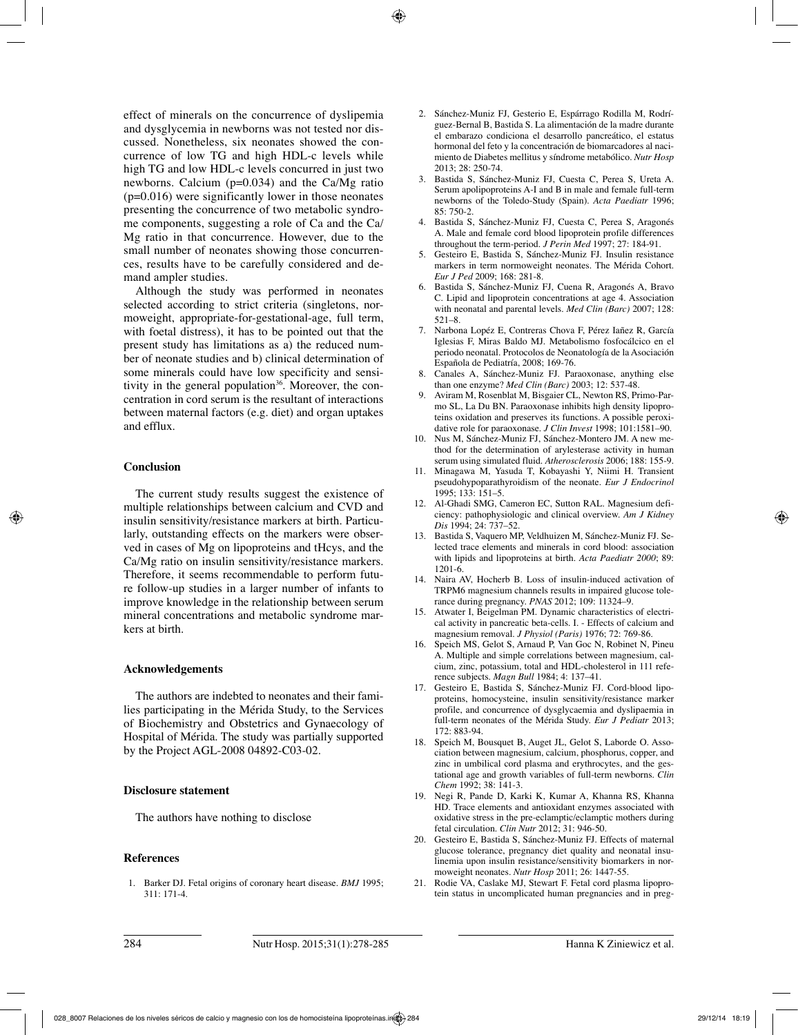effect of minerals on the concurrence of dyslipemia and dysglycemia in newborns was not tested nor discussed. Nonetheless, six neonates showed the concurrence of low TG and high HDL-c levels while high TG and low HDL-c levels concurred in just two newborns. Calcium (p=0.034) and the Ca/Mg ratio (p=0.016) were significantly lower in those neonates presenting the concurrence of two metabolic syndrome components, suggesting a role of Ca and the Ca/Mg ratio in that concurrence. However, due to the small number of neonates showing those concurrences, results have to be carefully considered and demand ampler studies.

Although the study was performed in neonates selected according to strict criteria (singletons, normoweight, appropriate-for-gestational-age, full term, with foetal distress), it has to be pointed out that the present study has limitations as a) the reduced number of neonate studies and b) clinical determination of some minerals could have low specificity and sensitivity in the general population[36]. Moreover, the concentration in cord serum is the resultant of interactions between maternal factors (e.g. diet) and organ uptakes and efflux.

## Conclusion

The current study results suggest the existence of multiple relationships between calcium and CVD and insulin sensitivity/resistance markers at birth. Particularly, outstanding effects on the markers were observed in cases of Mg on lipoproteins and tHcys, and the Ca/Mg ratio on insulin sensitivity/resistance markers. Therefore, it seems recommendable to perform future follow-up studies in a larger number of infants to improve knowledge in the relationship between serum mineral concentrations and metabolic syndrome markers at birth.

## Acknowledgements

The authors are indebted to neonates and their families participating in the Mérida Study, to the Services of Biochemistry and Obstetrics and Gynaecology of Hospital of Mérida. The study was partially supported by the Project AGL-2008 04892-C03-02.

## Disclosure statement

The authors have nothing to disclose

## References

1. Barker DJ. Fetal origins of coronary heart disease. *BMJ* 1995; 311: 171-4.
2. Sánchez-Muniz FJ, Gesterio E, Espárrago Rodilla M, Rodríguez-Bernal B, Bastida S. La alimentación de la madre durante el embarazo condiciona el desarrollo pancreático, el estatus hormonal del feto y la concentración de biomarcadores al nacimiento de Diabetes mellitus y síndrome metabólico. *Nutr Hosp* 2013; 28: 250-74.
3. Bastida S, Sánchez-Muniz FJ, Cuesta C, Perea S, Ureta A. Serum apolipoproteins A-I and B in male and female full-term newborns of the Toledo-Study (Spain). *Acta Paediatr* 1996; 85: 750-2.
4. Bastida S, Sánchez-Muniz FJ, Cuesta C, Perea S, Aragonés A. Male and female cord blood lipoprotein profile differences throughout the term-period. *J Perin Med* 1997; 27: 184-91.
5. Gesteiro E, Bastida S, Sánchez-Muniz FJ. Insulin resistance markers in term normoweight neonates. The Mérida Cohort. *Eur J Ped* 2009; 168: 281-8.
6. Bastida S, Sánchez-Muniz FJ, Cuena R, Aragonés A, Bravo C. Lipid and lipoprotein concentrations at age 4. Association with neonatal and parental levels. *Med Clin (Barc)* 2007; 128: 521–8.
7. Narbona Lopéz E, Contreras Chova F, Pérez Iañez R, García Iglesias F, Miras Baldo MJ. Metabolismo fosfocálcico en el periodo neonatal. Protocolos de Neonatología de la Asociación Española de Pediatría, 2008; 169-76.
8. Canales A, Sánchez-Muniz FJ. Paraoxonase, anything else than one enzyme? *Med Clin (Barc)* 2003; 12: 537-48.
9. Aviram M, Rosenblat M, Bisgaier CL, Newton RS, Primo-Parmo SL, La Du BN. Paraoxonase inhibits high density lipoproteins oxidation and preserves its functions. A possible peroxidative role for paraoxonase. *J Clin Invest* 1998; 101:1581–90.
10. Nus M, Sánchez-Muniz FJ, Sánchez-Montero JM. A new method for the determination of arylesterase activity in human serum using simulated fluid. *Atherosclerosis* 2006; 188: 155-9.
11. Minagawa M, Yasuda T, Kobayashi Y, Niimi H. Transient pseudohypoparathyroidism of the neonate. *Eur J Endocrinol* 1995; 133: 151–5.
12. Al-Ghadi SMG, Cameron EC, Sutton RAL. Magnesium deficiency: pathophysiologic and clinical overview. *Am J Kidney Dis* 1994; 24: 737–52.
13. Bastida S, Vaquero MP, Veldhuizen M, Sánchez-Muniz FJ. Selected trace elements and minerals in cord blood: association with lipids and lipoproteins at birth. *Acta Paediatr 2000*; 89: 1201-6.
14. Naira AV, Hocherb B. Loss of insulin-induced activation of TRPM6 magnesium channels results in impaired glucose tolerance during pregnancy. *PNAS* 2012; 109: 11324–9.
15. Atwater I, Beigelman PM. Dynamic characteristics of electrical activity in pancreatic beta-cells. I. - Effects of calcium and magnesium removal. *J Physiol (Paris)* 1976; 72: 769-86.
16. Speich MS, Gelot S, Arnaud P, Van Goc N, Robinet N, Pineu A. Multiple and simple correlations between magnesium, calcium, zinc, potassium, total and HDL-cholesterol in 111 reference subjects. *Magn Bull* 1984; 4: 137–41.
17. Gesteiro E, Bastida S, Sánchez-Muniz FJ. Cord-blood lipoproteins, homocysteine, insulin sensitivity/resistance marker profile, and concurrence of dysglycaemia and dyslipaemia in full-term neonates of the Mérida Study. *Eur J Pediatr* 2013; 172: 883-94.
18. Speich M, Bousquet B, Auget JL, Gelot S, Laborde O. Association between magnesium, calcium, phosphorus, copper, and zinc in umbilical cord plasma and erythrocytes, and the gestational age and growth variables of full-term newborns. *Clin Chem* 1992; 38: 141-3.
19. Negi R, Pande D, Karki K, Kumar A, Khanna RS, Khanna HD. Trace elements and antioxidant enzymes associated with oxidative stress in the pre-eclamptic/eclamptic mothers during fetal circulation. *Clin Nutr* 2012; 31: 946-50.
20. Gesteiro E, Bastida S, Sánchez-Muniz FJ. Effects of maternal glucose tolerance, pregnancy diet quality and neonatal insulinemia upon insulin resistance/sensitivity biomarkers in normoweight neonates. *Nutr Hosp* 2011; 26: 1447-55.
21. Rodie VA, Caslake MJ, Stewart F. Fetal cord plasma lipoprotein status in uncomplicated human pregnancies and in preg-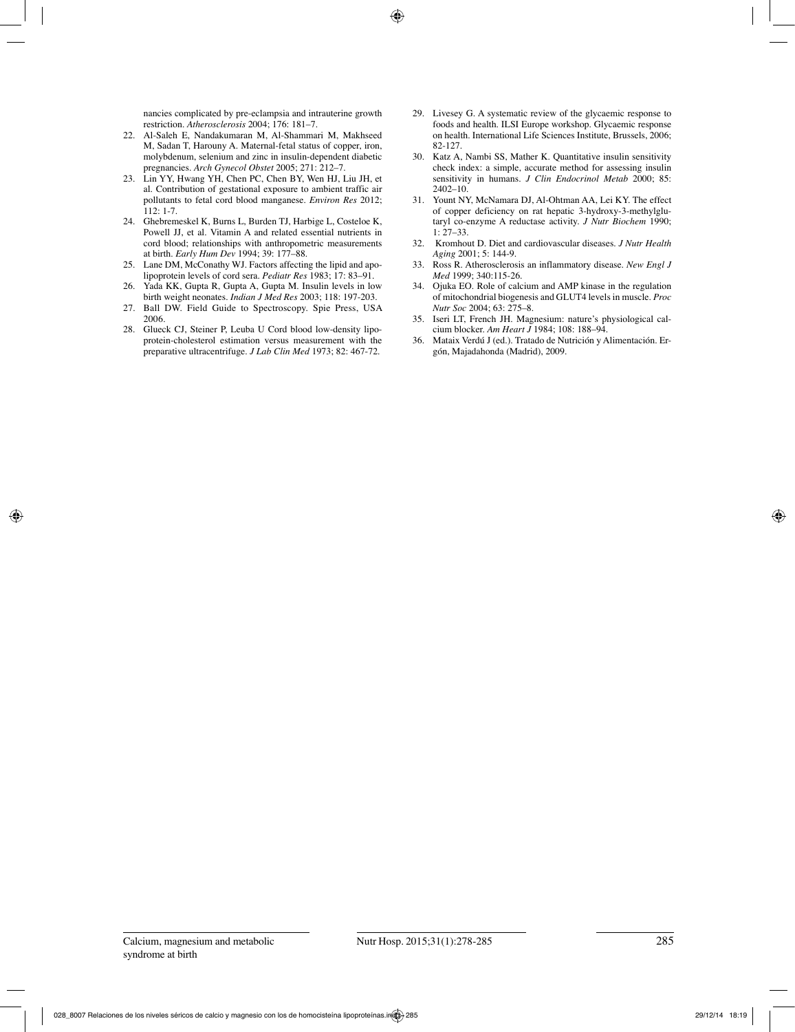nancies complicated by pre-eclampsia and intrauterine growth restriction. *Atherosclerosis* 2004; 176: 181–7.

22. Al-Saleh E, Nandakumaran M, Al-Shammari M, Makhseed M, Sadan T, Harouny A. Maternal-fetal status of copper, iron, molybdenum, selenium and zinc in insulin-dependent diabetic pregnancies. *Arch Gynecol Obstet* 2005; 271: 212–7.
23. Lin YY, Hwang YH, Chen PC, Chen BY, Wen HJ, Liu JH, et al. Contribution of gestational exposure to ambient traffic air pollutants to fetal cord blood manganese. *Environ Res* 2012; 112: 1-7.
24. Ghebremeskel K, Burns L, Burden TJ, Harbige L, Costeloe K, Powell JJ, et al. Vitamin A and related essential nutrients in cord blood; relationships with anthropometric measurements at birth. *Early Hum Dev* 1994; 39: 177–88.
25. Lane DM, McConathy WJ. Factors affecting the lipid and apolipoprotein levels of cord sera. *Pediatr Res* 1983; 17: 83–91.
26. Yada KK, Gupta R, Gupta A, Gupta M. Insulin levels in low birth weight neonates. *Indian J Med Res* 2003; 118: 197-203.
27. Ball DW. Field Guide to Spectroscopy. Spie Press, USA 2006.
28. Glueck CJ, Steiner P, Leuba U Cord blood low-density lipoprotein-cholesterol estimation versus measurement with the preparative ultracentrifuge. *J Lab Clin Med* 1973; 82: 467-72.
29. Livesey G. A systematic review of the glycaemic response to foods and health. ILSI Europe workshop. Glycaemic response on health. International Life Sciences Institute, Brussels, 2006; 82-127.
30. Katz A, Nambi SS, Mather K. Quantitative insulin sensitivity check index: a simple, accurate method for assessing insulin sensitivity in humans. *J Clin Endocrinol Metab* 2000; 85: 2402–10.
31. Yount NY, McNamara DJ, Al-Ohtman AA, Lei KY. The effect of copper deficiency on rat hepatic 3-hydroxy-3-methylglutaryl co-enzyme A reductase activity. *J Nutr Biochem* 1990; 1: 27–33.
32. Kromhout D. Diet and cardiovascular diseases. *J Nutr Health Aging* 2001; 5: 144-9.
33. Ross R. Atherosclerosis an inflammatory disease. *New Engl J Med* 1999; 340:115-26.
34. Ojuka EO. Role of calcium and AMP kinase in the regulation of mitochondrial biogenesis and GLUT4 levels in muscle. *Proc Nutr Soc* 2004; 63: 275–8.
35. Iseri LT, French JH. Magnesium: nature's physiological calcium blocker. *Am Heart J* 1984; 108: 188–94.
36. Mataix Verdú J (ed.). Tratado de Nutrición y Alimentación. Ergón, Majadahonda (Madrid), 2009.